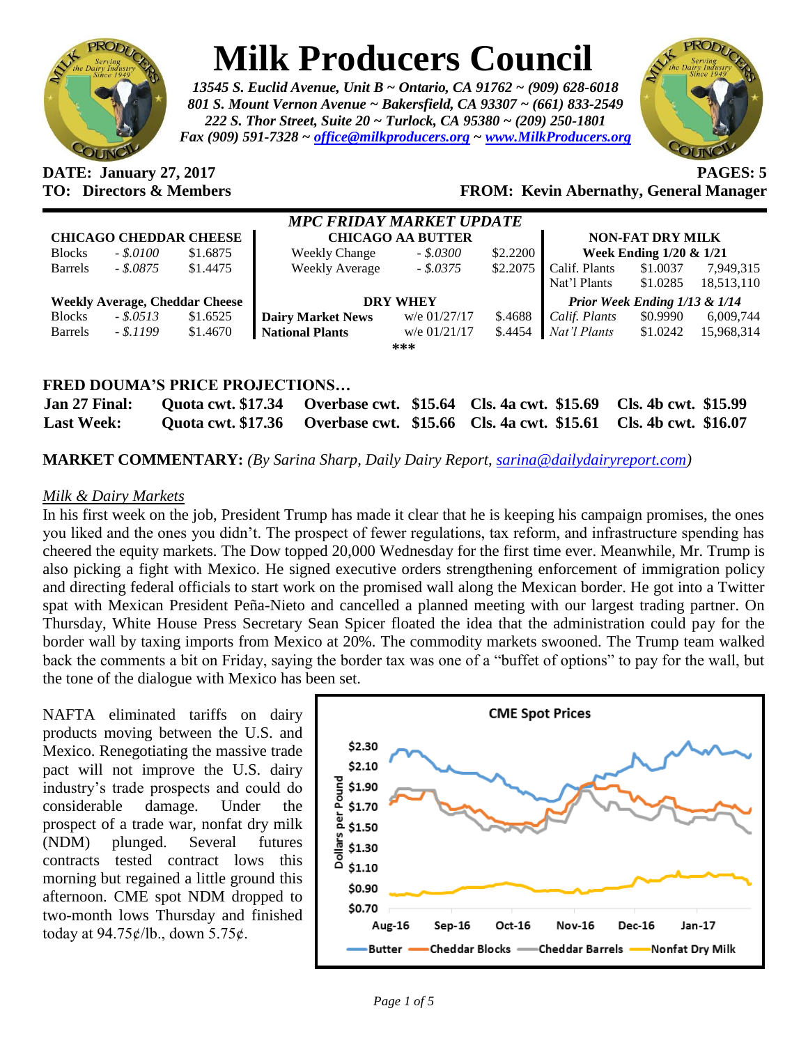# Milk Producers Council

*13545 S. Euclid Avenue, Unit B ~ Ontario, CA 91762 ~ (909) 628-6018*
*801 S. Mount Vernon Avenue ~ Bakersfield, CA 93307 ~ (661) 833-2549*
*222 S. Thor Street, Suite 20 ~ Turlock, CA 95380 ~ (209) 250-1801*
*Fax (909) 591-7328 ~ office@milkproducers.org ~ www.MilkProducers.org*

**DATE: January 27, 2017** **PAGES: 5**
**TO: Directors & Members** **FROM: Kevin Abernathy, General Manager**

## *MPC FRIDAY MARKET UPDATE*

| CHICAGO CHEDDAR CHEESE | | |
|---|---|---|
| Blocks | *- $.0100* | $1.6875 |
| Barrels | *- $.0875* | $1.4475 |
| **Weekly Average, Cheddar Cheese** | | |
| Blocks | *- $.0513* | $1.6525 |
| Barrels | *- $.1199* | $1.4670 |

| CHICAGO AA BUTTER | | |
|---|---|---|
| Weekly Change | *- $.0300* | $2.2200 |
| Weekly Average | *- $.0375* | $2.2075 |
| **DRY WHEY** | | |
| **Dairy Market News** | w/e 01/27/17 | $.4688 |
| **National Plants** | w/e 01/21/17 | $.4454 |

| NON-FAT DRY MILK | | |
|---|---|---|
| **Week Ending 1/20 & 1/21** | | |
| Calif. Plants | $1.0037 | 7,949,315 |
| Nat'l Plants | $1.0285 | 18,513,110 |
| ***Prior Week Ending 1/13 & 1/14*** | | |
| *Calif. Plants* | $0.9990 | 6,009,744 |
| *Nat'l Plants* | $1.0242 | 15,968,314 |

***

## FRED DOUMA'S PRICE PROJECTIONS…

| | | | | |
|---|---|---|---|---|
| **Jan 27 Final:** | **Quota cwt. $17.34** | **Overbase cwt. $15.64** | **Cls. 4a cwt. $15.69** | **Cls. 4b cwt. $15.99** |
| **Last Week:** | **Quota cwt. $17.36** | **Overbase cwt. $15.66** | **Cls. 4a cwt. $15.61** | **Cls. 4b cwt. $16.07** |

**MARKET COMMENTARY:** *(By Sarina Sharp, Daily Dairy Report, sarina@dailydairyreport.com)*

*Milk & Dairy Markets*

In his first week on the job, President Trump has made it clear that he is keeping his campaign promises, the ones you liked and the ones you didn't. The prospect of fewer regulations, tax reform, and infrastructure spending has cheered the equity markets. The Dow topped 20,000 Wednesday for the first time ever. Meanwhile, Mr. Trump is also picking a fight with Mexico. He signed executive orders strengthening enforcement of immigration policy and directing federal officials to start work on the promised wall along the Mexican border. He got into a Twitter spat with Mexican President Peña-Nieto and cancelled a planned meeting with our largest trading partner. On Thursday, White House Press Secretary Sean Spicer floated the idea that the administration could pay for the border wall by taxing imports from Mexico at 20%. The commodity markets swooned. The Trump team walked back the comments a bit on Friday, saying the border tax was one of a "buffet of options" to pay for the wall, but the tone of the dialogue with Mexico has been set.

NAFTA eliminated tariffs on dairy products moving between the U.S. and Mexico. Renegotiating the massive trade pact will not improve the U.S. dairy industry's trade prospects and could do considerable damage. Under the prospect of a trade war, nonfat dry milk (NDM) plunged. Several futures contracts tested contract lows this morning but regained a little ground this afternoon. CME spot NDM dropped to two-month lows Thursday and finished today at 94.75¢/lb., down 5.75¢.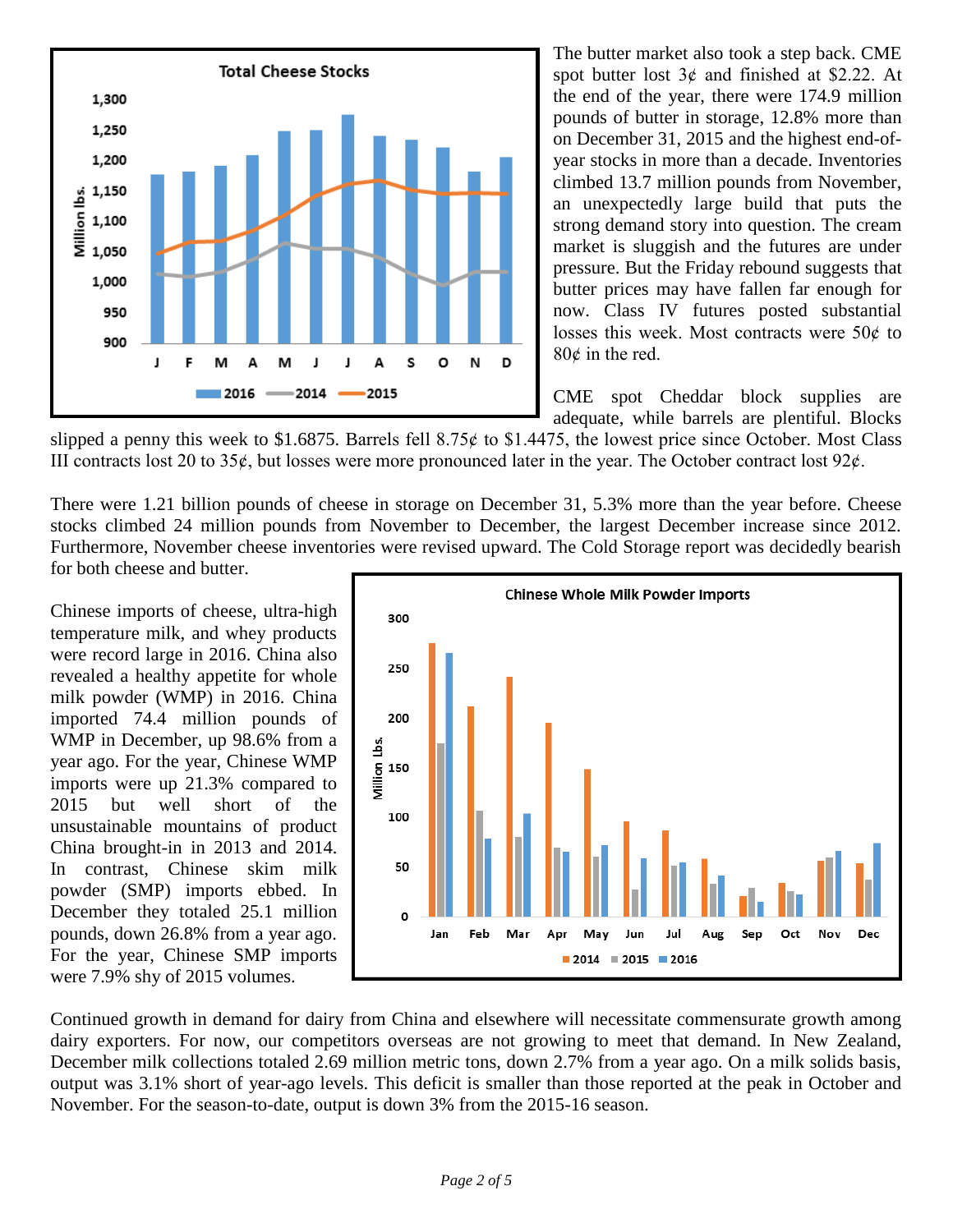The butter market also took a step back. CME spot butter lost 3¢ and finished at $2.22. At the end of the year, there were 174.9 million pounds of butter in storage, 12.8% more than on December 31, 2015 and the highest end-of-year stocks in more than a decade. Inventories climbed 13.7 million pounds from November, an unexpectedly large build that puts the strong demand story into question. The cream market is sluggish and the futures are under pressure. But the Friday rebound suggests that butter prices may have fallen far enough for now. Class IV futures posted substantial losses this week. Most contracts were 50¢ to 80¢ in the red.

CME spot Cheddar block supplies are adequate, while barrels are plentiful. Blocks slipped a penny this week to $1.6875. Barrels fell 8.75¢ to $1.4475, the lowest price since October. Most Class III contracts lost 20 to 35¢, but losses were more pronounced later in the year. The October contract lost 92¢.

There were 1.21 billion pounds of cheese in storage on December 31, 5.3% more than the year before. Cheese stocks climbed 24 million pounds from November to December, the largest December increase since 2012. Furthermore, November cheese inventories were revised upward. The Cold Storage report was decidedly bearish for both cheese and butter.

Chinese imports of cheese, ultra-high temperature milk, and whey products were record large in 2016. China also revealed a healthy appetite for whole milk powder (WMP) in 2016. China imported 74.4 million pounds of WMP in December, up 98.6% from a year ago. For the year, Chinese WMP imports were up 21.3% compared to 2015 but well short of the unsustainable mountains of product China brought-in in 2013 and 2014. In contrast, Chinese skim milk powder (SMP) imports ebbed. In December they totaled 25.1 million pounds, down 26.8% from a year ago. For the year, Chinese SMP imports were 7.9% shy of 2015 volumes.

Continued growth in demand for dairy from China and elsewhere will necessitate commensurate growth among dairy exporters. For now, our competitors overseas are not growing to meet that demand. In New Zealand, December milk collections totaled 2.69 million metric tons, down 2.7% from a year ago. On a milk solids basis, output was 3.1% short of year-ago levels. This deficit is smaller than those reported at the peak in October and November. For the season-to-date, output is down 3% from the 2015-16 season.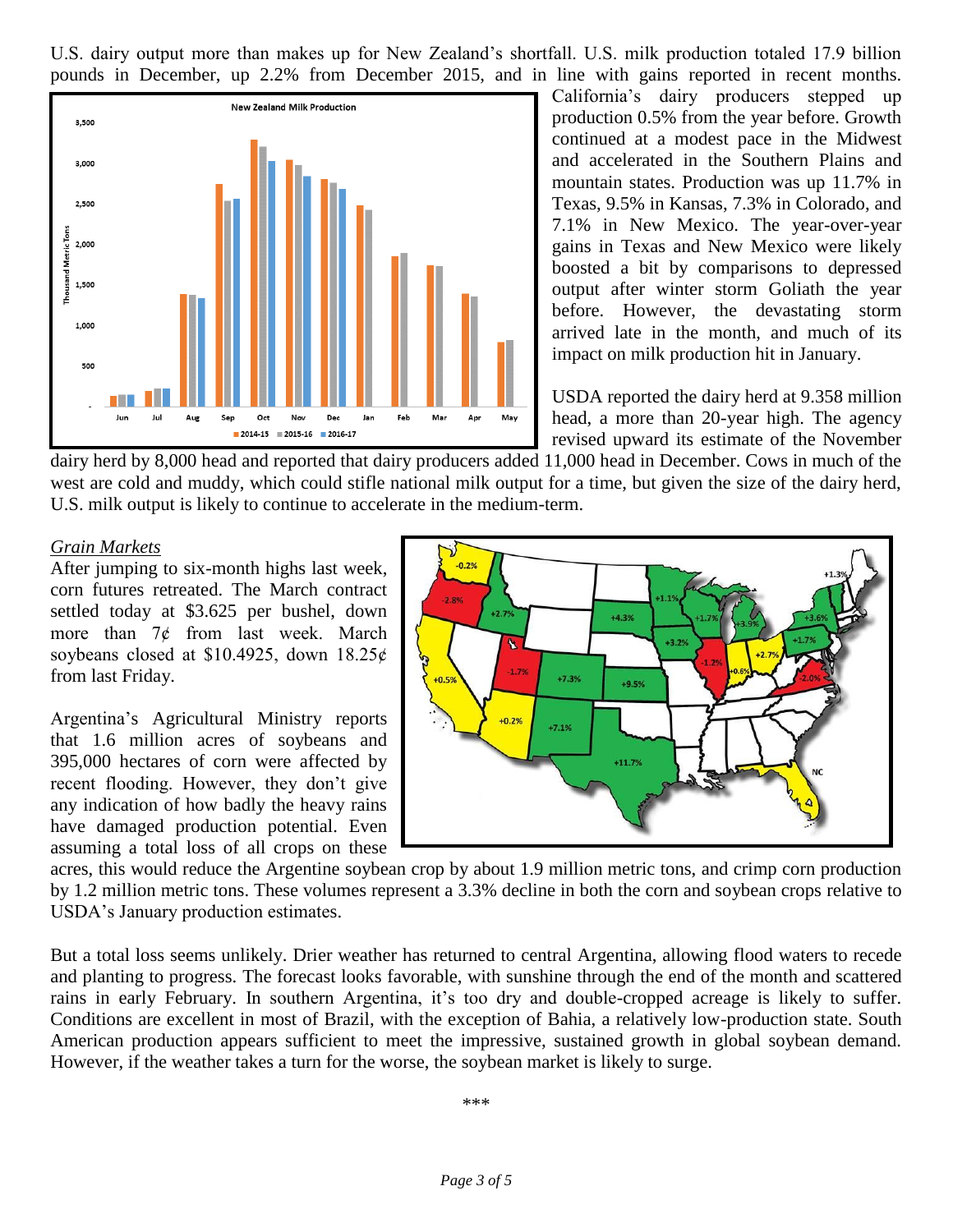U.S. dairy output more than makes up for New Zealand's shortfall. U.S. milk production totaled 17.9 billion pounds in December, up 2.2% from December 2015, and in line with gains reported in recent months. California's dairy producers stepped up production 0.5% from the year before. Growth continued at a modest pace in the Midwest and accelerated in the Southern Plains and mountain states. Production was up 11.7% in Texas, 9.5% in Kansas, 7.3% in Colorado, and 7.1% in New Mexico. The year-over-year gains in Texas and New Mexico were likely boosted a bit by comparisons to depressed output after winter storm Goliath the year before. However, the devastating storm arrived late in the month, and much of its impact on milk production hit in January.

USDA reported the dairy herd at 9.358 million head, a more than 20-year high. The agency revised upward its estimate of the November dairy herd by 8,000 head and reported that dairy producers added 11,000 head in December. Cows in much of the west are cold and muddy, which could stifle national milk output for a time, but given the size of the dairy herd, U.S. milk output is likely to continue to accelerate in the medium-term.

*Grain Markets*

After jumping to six-month highs last week, corn futures retreated. The March contract settled today at $3.625 per bushel, down more than 7¢ from last week. March soybeans closed at $10.4925, down 18.25¢ from last Friday.

Argentina's Agricultural Ministry reports that 1.6 million acres of soybeans and 395,000 hectares of corn were affected by recent flooding. However, they don't give any indication of how badly the heavy rains have damaged production potential. Even assuming a total loss of all crops on these acres, this would reduce the Argentine soybean crop by about 1.9 million metric tons, and crimp corn production by 1.2 million metric tons. These volumes represent a 3.3% decline in both the corn and soybean crops relative to USDA's January production estimates.

But a total loss seems unlikely. Drier weather has returned to central Argentina, allowing flood waters to recede and planting to progress. The forecast looks favorable, with sunshine through the end of the month and scattered rains in early February. In southern Argentina, it's too dry and double-cropped acreage is likely to suffer. Conditions are excellent in most of Brazil, with the exception of Bahia, a relatively low-production state. South American production appears sufficient to meet the impressive, sustained growth in global soybean demand. However, if the weather takes a turn for the worse, the soybean market is likely to surge.

\*\*\*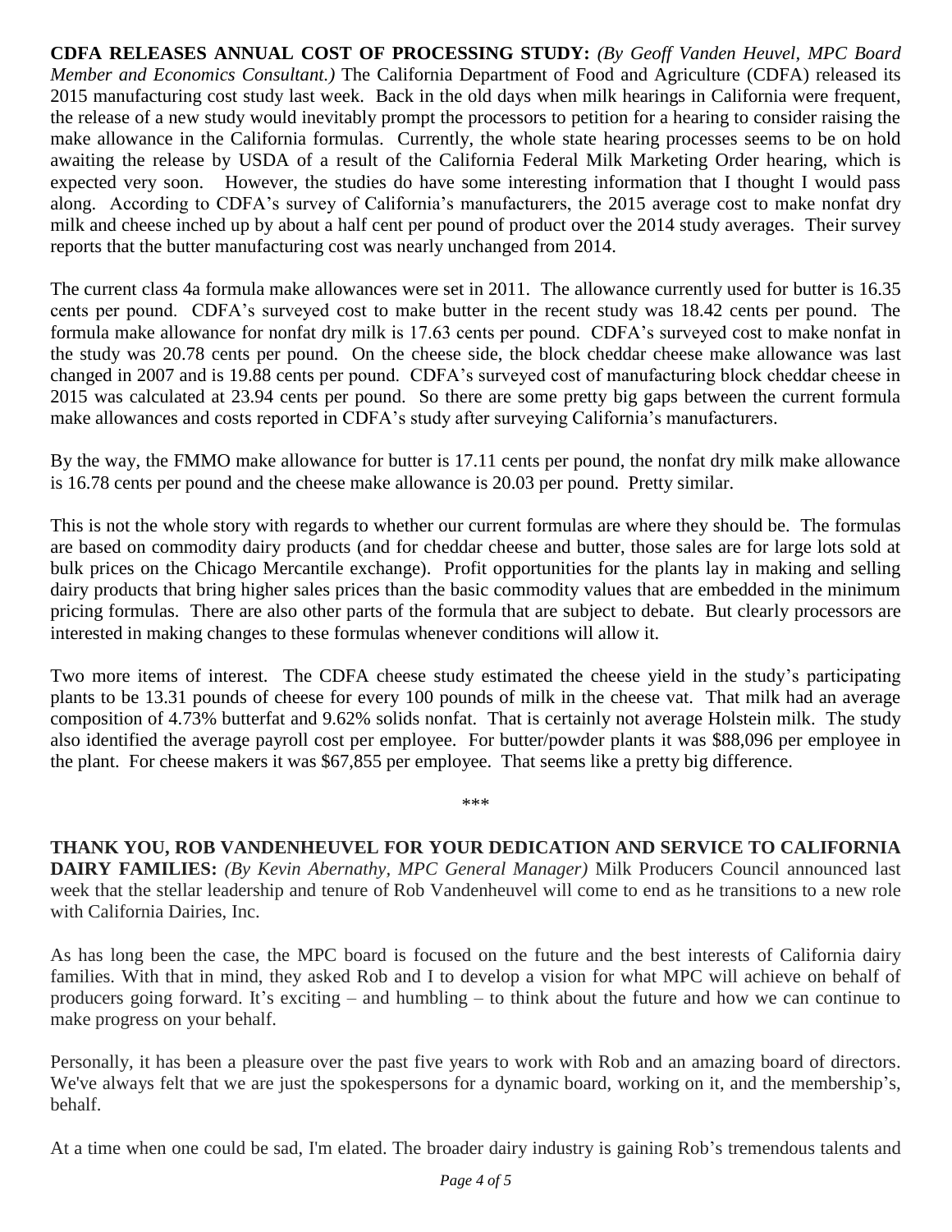**CDFA RELEASES ANNUAL COST OF PROCESSING STUDY:** *(By Geoff Vanden Heuvel, MPC Board Member and Economics Consultant.)* The California Department of Food and Agriculture (CDFA) released its 2015 manufacturing cost study last week. Back in the old days when milk hearings in California were frequent, the release of a new study would inevitably prompt the processors to petition for a hearing to consider raising the make allowance in the California formulas. Currently, the whole state hearing processes seems to be on hold awaiting the release by USDA of a result of the California Federal Milk Marketing Order hearing, which is expected very soon. However, the studies do have some interesting information that I thought I would pass along. According to CDFA's survey of California's manufacturers, the 2015 average cost to make nonfat dry milk and cheese inched up by about a half cent per pound of product over the 2014 study averages. Their survey reports that the butter manufacturing cost was nearly unchanged from 2014.

The current class 4a formula make allowances were set in 2011. The allowance currently used for butter is 16.35 cents per pound. CDFA's surveyed cost to make butter in the recent study was 18.42 cents per pound. The formula make allowance for nonfat dry milk is 17.63 cents per pound. CDFA's surveyed cost to make nonfat in the study was 20.78 cents per pound. On the cheese side, the block cheddar cheese make allowance was last changed in 2007 and is 19.88 cents per pound. CDFA's surveyed cost of manufacturing block cheddar cheese in 2015 was calculated at 23.94 cents per pound. So there are some pretty big gaps between the current formula make allowances and costs reported in CDFA's study after surveying California's manufacturers.

By the way, the FMMO make allowance for butter is 17.11 cents per pound, the nonfat dry milk make allowance is 16.78 cents per pound and the cheese make allowance is 20.03 per pound. Pretty similar.

This is not the whole story with regards to whether our current formulas are where they should be. The formulas are based on commodity dairy products (and for cheddar cheese and butter, those sales are for large lots sold at bulk prices on the Chicago Mercantile exchange). Profit opportunities for the plants lay in making and selling dairy products that bring higher sales prices than the basic commodity values that are embedded in the minimum pricing formulas. There are also other parts of the formula that are subject to debate. But clearly processors are interested in making changes to these formulas whenever conditions will allow it.

Two more items of interest. The CDFA cheese study estimated the cheese yield in the study's participating plants to be 13.31 pounds of cheese for every 100 pounds of milk in the cheese vat. That milk had an average composition of 4.73% butterfat and 9.62% solids nonfat. That is certainly not average Holstein milk. The study also identified the average payroll cost per employee. For butter/powder plants it was $88,096 per employee in the plant. For cheese makers it was $67,855 per employee. That seems like a pretty big difference.

\*\*\*

**THANK YOU, ROB VANDENHEUVEL FOR YOUR DEDICATION AND SERVICE TO CALIFORNIA DAIRY FAMILIES:** *(By Kevin Abernathy, MPC General Manager)* Milk Producers Council announced last week that the stellar leadership and tenure of Rob Vandenheuvel will come to end as he transitions to a new role with California Dairies, Inc.

As has long been the case, the MPC board is focused on the future and the best interests of California dairy families. With that in mind, they asked Rob and I to develop a vision for what MPC will achieve on behalf of producers going forward. It's exciting – and humbling – to think about the future and how we can continue to make progress on your behalf.

Personally, it has been a pleasure over the past five years to work with Rob and an amazing board of directors. We've always felt that we are just the spokespersons for a dynamic board, working on it, and the membership's, behalf.

At a time when one could be sad, I'm elated. The broader dairy industry is gaining Rob's tremendous talents and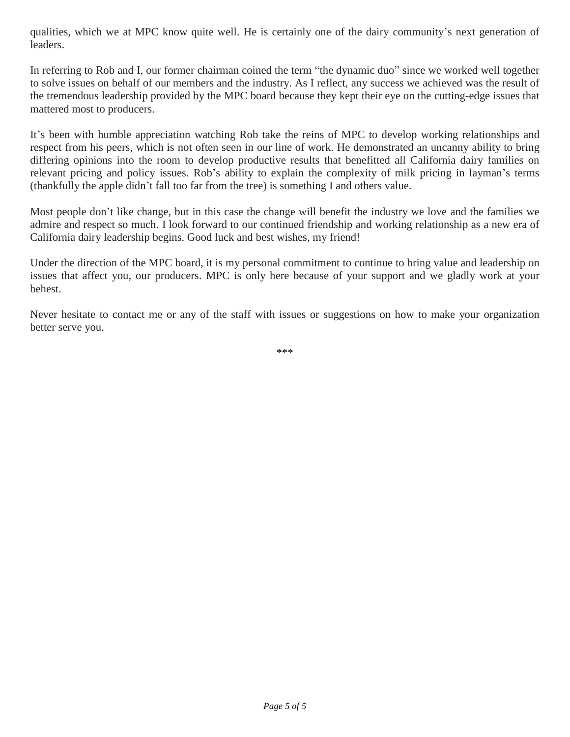qualities, which we at MPC know quite well. He is certainly one of the dairy community's next generation of leaders.

In referring to Rob and I, our former chairman coined the term "the dynamic duo" since we worked well together to solve issues on behalf of our members and the industry. As I reflect, any success we achieved was the result of the tremendous leadership provided by the MPC board because they kept their eye on the cutting-edge issues that mattered most to producers.

It's been with humble appreciation watching Rob take the reins of MPC to develop working relationships and respect from his peers, which is not often seen in our line of work. He demonstrated an uncanny ability to bring differing opinions into the room to develop productive results that benefitted all California dairy families on relevant pricing and policy issues. Rob's ability to explain the complexity of milk pricing in layman's terms (thankfully the apple didn't fall too far from the tree) is something I and others value.

Most people don't like change, but in this case the change will benefit the industry we love and the families we admire and respect so much. I look forward to our continued friendship and working relationship as a new era of California dairy leadership begins. Good luck and best wishes, my friend!

Under the direction of the MPC board, it is my personal commitment to continue to bring value and leadership on issues that affect you, our producers. MPC is only here because of your support and we gladly work at your behest.

Never hesitate to contact me or any of the staff with issues or suggestions on how to make your organization better serve you.

***